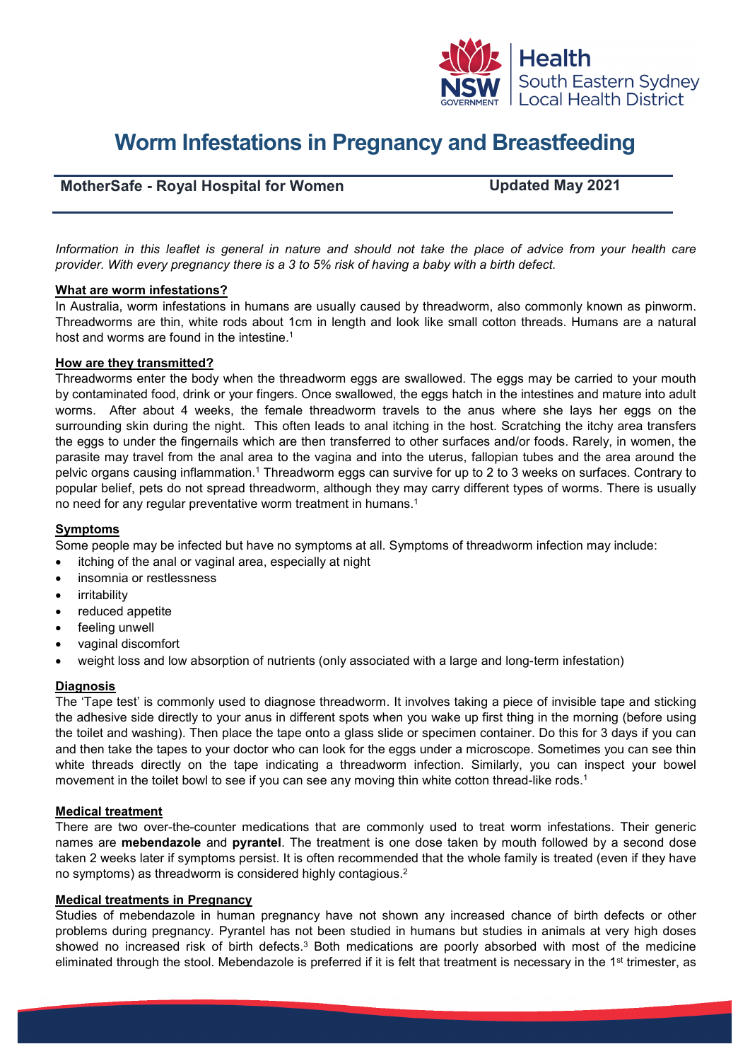# Worm Infestations in Pregnancy and Breastfeeding

**MotherSafe - Royal Hospital for Women** **Updated May 2021**

*Information in this leaflet is general in nature and should not take the place of advice from your health care provider. With every pregnancy there is a 3 to 5% risk of having a baby with a birth defect.*

## What are worm infestations?

In Australia, worm infestations in humans are usually caused by threadworm, also commonly known as pinworm. Threadworms are thin, white rods about 1cm in length and look like small cotton threads. Humans are a natural host and worms are found in the intestine.[1]

## How are they transmitted?

Threadworms enter the body when the threadworm eggs are swallowed. The eggs may be carried to your mouth by contaminated food, drink or your fingers. Once swallowed, the eggs hatch in the intestines and mature into adult worms. After about 4 weeks, the female threadworm travels to the anus where she lays her eggs on the surrounding skin during the night. This often leads to anal itching in the host. Scratching the itchy area transfers the eggs to under the fingernails which are then transferred to other surfaces and/or foods. Rarely, in women, the parasite may travel from the anal area to the vagina and into the uterus, fallopian tubes and the area around the pelvic organs causing inflammation.[1] Threadworm eggs can survive for up to 2 to 3 weeks on surfaces. Contrary to popular belief, pets do not spread threadworm, although they may carry different types of worms. There is usually no need for any regular preventative worm treatment in humans.[1]

## Symptoms

Some people may be infected but have no symptoms at all. Symptoms of threadworm infection may include:

- itching of the anal or vaginal area, especially at night
- insomnia or restlessness
- irritability
- reduced appetite
- feeling unwell
- vaginal discomfort
- weight loss and low absorption of nutrients (only associated with a large and long-term infestation)

## Diagnosis

The 'Tape test' is commonly used to diagnose threadworm. It involves taking a piece of invisible tape and sticking the adhesive side directly to your anus in different spots when you wake up first thing in the morning (before using the toilet and washing). Then place the tape onto a glass slide or specimen container. Do this for 3 days if you can and then take the tapes to your doctor who can look for the eggs under a microscope. Sometimes you can see thin white threads directly on the tape indicating a threadworm infection. Similarly, you can inspect your bowel movement in the toilet bowl to see if you can see any moving thin white cotton thread-like rods.[1]

## Medical treatment

There are two over-the-counter medications that are commonly used to treat worm infestations. Their generic names are **mebendazole** and **pyrantel**. The treatment is one dose taken by mouth followed by a second dose taken 2 weeks later if symptoms persist. It is often recommended that the whole family is treated (even if they have no symptoms) as threadworm is considered highly contagious.[2]

## Medical treatments in Pregnancy

Studies of mebendazole in human pregnancy have not shown any increased chance of birth defects or other problems during pregnancy. Pyrantel has not been studied in humans but studies in animals at very high doses showed no increased risk of birth defects.[3] Both medications are poorly absorbed with most of the medicine eliminated through the stool. Mebendazole is preferred if it is felt that treatment is necessary in the 1st trimester, as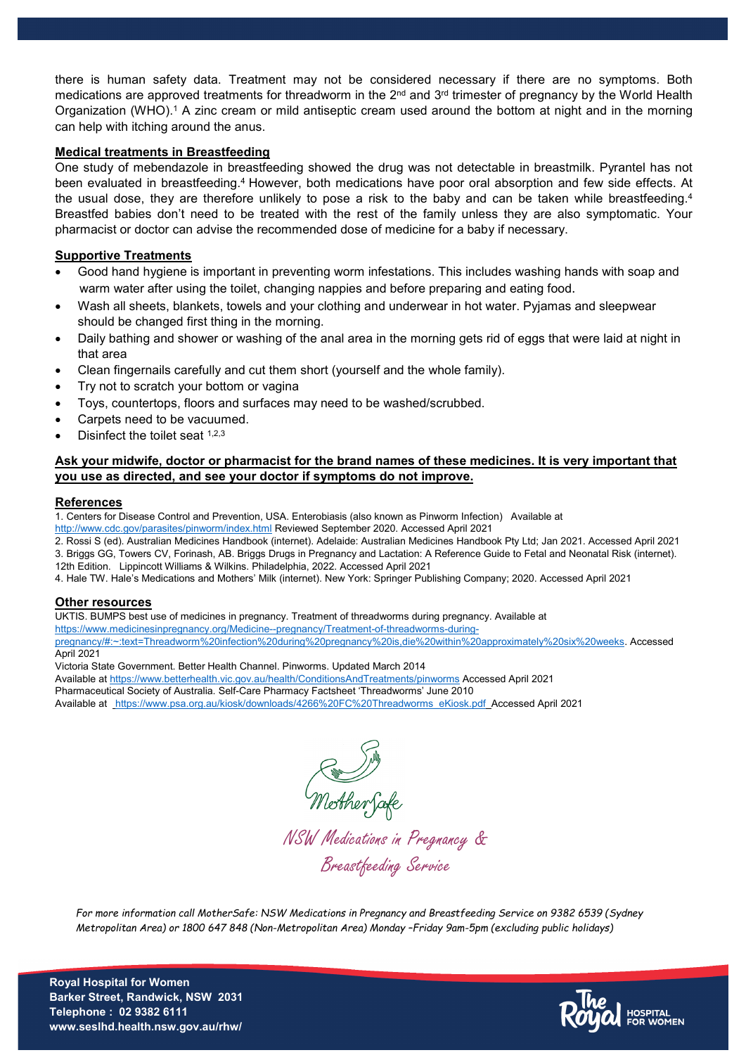there is human safety data. Treatment may not be considered necessary if there are no symptoms. Both medications are approved treatments for threadworm in the 2nd and 3rd trimester of pregnancy by the World Health Organization (WHO).[1] A zinc cream or mild antiseptic cream used around the bottom at night and in the morning can help with itching around the anus.

**Medical treatments in Breastfeeding**

One study of mebendazole in breastfeeding showed the drug was not detectable in breastmilk. Pyrantel has not been evaluated in breastfeeding.[4] However, both medications have poor oral absorption and few side effects. At the usual dose, they are therefore unlikely to pose a risk to the baby and can be taken while breastfeeding.[4] Breastfed babies don't need to be treated with the rest of the family unless they are also symptomatic. Your pharmacist or doctor can advise the recommended dose of medicine for a baby if necessary.

**Supportive Treatments**

- Good hand hygiene is important in preventing worm infestations. This includes washing hands with soap and warm water after using the toilet, changing nappies and before preparing and eating food.
- Wash all sheets, blankets, towels and your clothing and underwear in hot water. Pyjamas and sleepwear should be changed first thing in the morning.
- Daily bathing and shower or washing of the anal area in the morning gets rid of eggs that were laid at night in that area
- Clean fingernails carefully and cut them short (yourself and the whole family).
- Try not to scratch your bottom or vagina
- Toys, countertops, floors and surfaces may need to be washed/scrubbed.
- Carpets need to be vacuumed.
- Disinfect the toilet seat [1,2,3]

**Ask your midwife, doctor or pharmacist for the brand names of these medicines. It is very important that you use as directed, and see your doctor if symptoms do not improve.**

**References**

1. Centers for Disease Control and Prevention, USA. Enterobiasis (also known as Pinworm Infection) Available at http://www.cdc.gov/parasites/pinworm/index.html Reviewed September 2020. Accessed April 2021
2. Rossi S (ed). Australian Medicines Handbook (internet). Adelaide: Australian Medicines Handbook Pty Ltd; Jan 2021. Accessed April 2021
3. Briggs GG, Towers CV, Forinash, AB. Briggs Drugs in Pregnancy and Lactation: A Reference Guide to Fetal and Neonatal Risk (internet). 12th Edition. Lippincott Williams & Wilkins. Philadelphia, 2022. Accessed April 2021
4. Hale TW. Hale's Medications and Mothers' Milk (internet). New York: Springer Publishing Company; 2020. Accessed April 2021

**Other resources**

UKTIS. BUMPS best use of medicines in pregnancy. Treatment of threadworms during pregnancy. Available at https://www.medicinesinpregnancy.org/Medicine--pregnancy/Treatment-of-threadworms-during-pregnancy/#:~:text=Threadworm%20infection%20during%20pregnancy%20is,die%20within%20approximately%20six%20weeks. Accessed April 2021

Victoria State Government. Better Health Channel. Pinworms. Updated March 2014
Available at https://www.betterhealth.vic.gov.au/health/ConditionsAndTreatments/pinworms Accessed April 2021

Pharmaceutical Society of Australia. Self-Care Pharmacy Factsheet 'Threadworms' June 2010
Available at https://www.psa.org.au/kiosk/downloads/4266%20FC%20Threadworms_eKiosk.pdf Accessed April 2021

MotherSafe

NSW Medications in Pregnancy & Breastfeeding Service

*For more information call MotherSafe: NSW Medications in Pregnancy and Breastfeeding Service on 9382 6539 (Sydney Metropolitan Area) or 1800 647 848 (Non-Metropolitan Area) Monday –Friday 9am-5pm (excluding public holidays)*

**Royal Hospital for Women**
**Barker Street, Randwick, NSW 2031**
**Telephone : 02 9382 6111**
**www.seslhd.health.nsw.gov.au/rhw/**

The Royal HOSPITAL FOR WOMEN